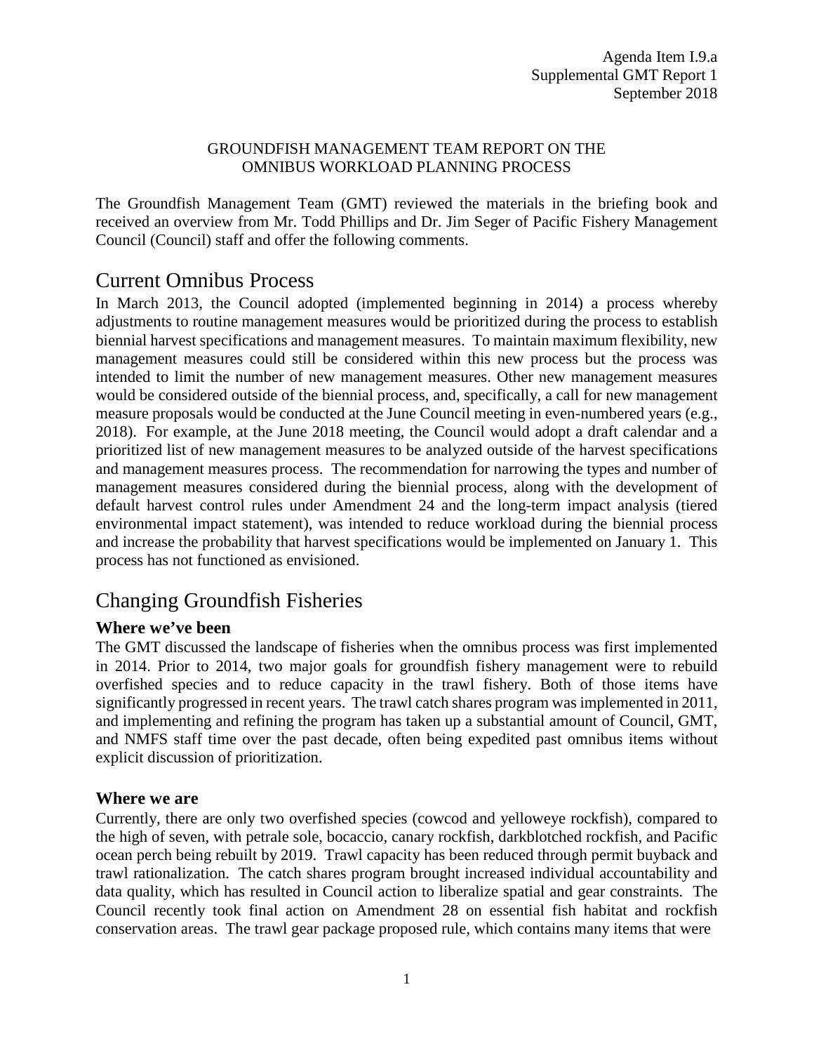Agenda Item I.9.a
Supplemental GMT Report 1
September 2018

GROUNDFISH MANAGEMENT TEAM REPORT ON THE OMNIBUS WORKLOAD PLANNING PROCESS

The Groundfish Management Team (GMT) reviewed the materials in the briefing book and received an overview from Mr. Todd Phillips and Dr. Jim Seger of Pacific Fishery Management Council (Council) staff and offer the following comments.

# Current Omnibus Process

In March 2013, the Council adopted (implemented beginning in 2014) a process whereby adjustments to routine management measures would be prioritized during the process to establish biennial harvest specifications and management measures. To maintain maximum flexibility, new management measures could still be considered within this new process but the process was intended to limit the number of new management measures. Other new management measures would be considered outside of the biennial process, and, specifically, a call for new management measure proposals would be conducted at the June Council meeting in even-numbered years (e.g., 2018). For example, at the June 2018 meeting, the Council would adopt a draft calendar and a prioritized list of new management measures to be analyzed outside of the harvest specifications and management measures process. The recommendation for narrowing the types and number of management measures considered during the biennial process, along with the development of default harvest control rules under Amendment 24 and the long-term impact analysis (tiered environmental impact statement), was intended to reduce workload during the biennial process and increase the probability that harvest specifications would be implemented on January 1. This process has not functioned as envisioned.

# Changing Groundfish Fisheries

### Where we've been

The GMT discussed the landscape of fisheries when the omnibus process was first implemented in 2014. Prior to 2014, two major goals for groundfish fishery management were to rebuild overfished species and to reduce capacity in the trawl fishery. Both of those items have significantly progressed in recent years. The trawl catch shares program was implemented in 2011, and implementing and refining the program has taken up a substantial amount of Council, GMT, and NMFS staff time over the past decade, often being expedited past omnibus items without explicit discussion of prioritization.

### Where we are

Currently, there are only two overfished species (cowcod and yelloweye rockfish), compared to the high of seven, with petrale sole, bocaccio, canary rockfish, darkblotched rockfish, and Pacific ocean perch being rebuilt by 2019. Trawl capacity has been reduced through permit buyback and trawl rationalization. The catch shares program brought increased individual accountability and data quality, which has resulted in Council action to liberalize spatial and gear constraints. The Council recently took final action on Amendment 28 on essential fish habitat and rockfish conservation areas. The trawl gear package proposed rule, which contains many items that were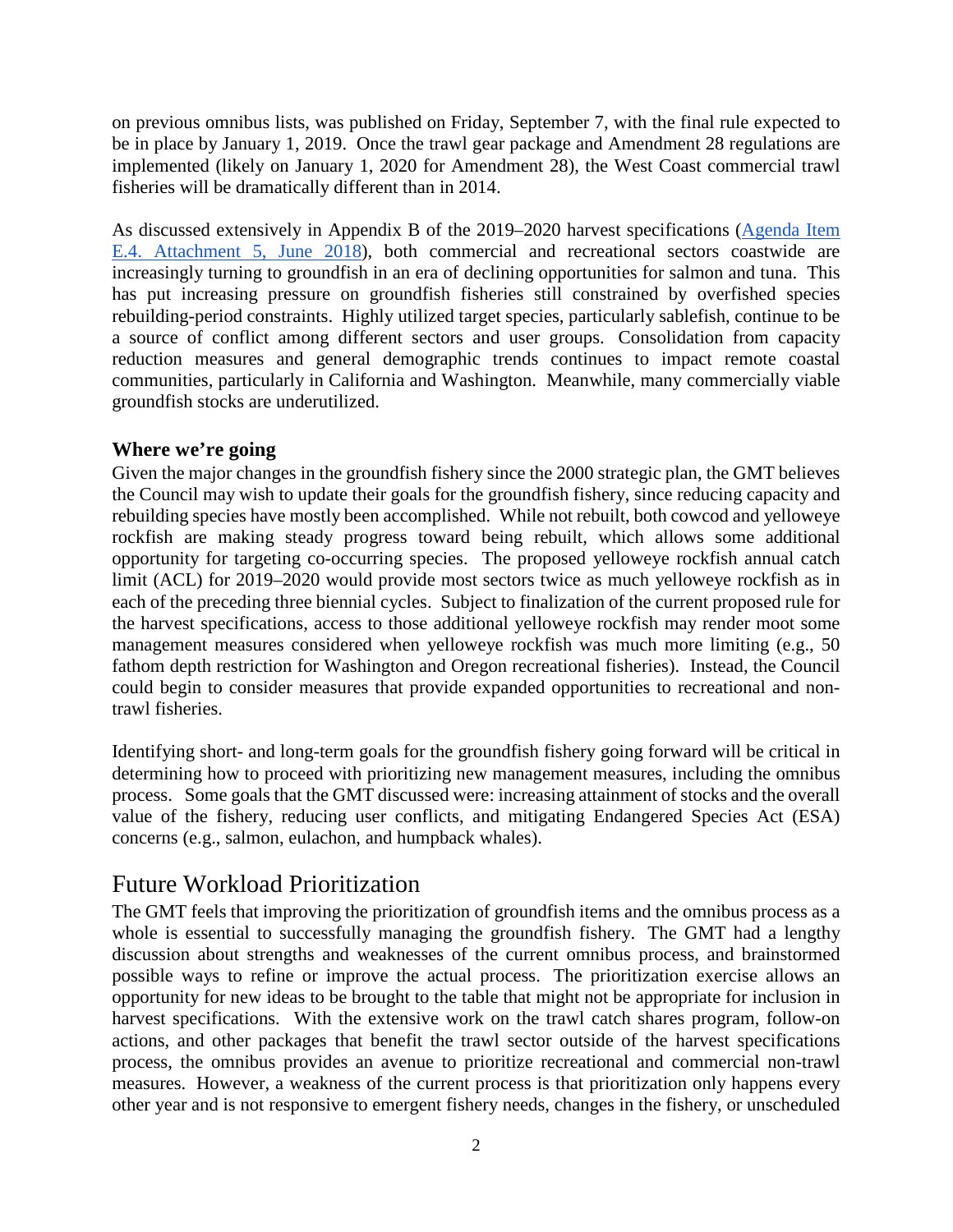on previous omnibus lists, was published on Friday, September 7, with the final rule expected to be in place by January 1, 2019. Once the trawl gear package and Amendment 28 regulations are implemented (likely on January 1, 2020 for Amendment 28), the West Coast commercial trawl fisheries will be dramatically different than in 2014.

As discussed extensively in Appendix B of the 2019–2020 harvest specifications ([Agenda Item E.4. Attachment 5, June 2018]()), both commercial and recreational sectors coastwide are increasingly turning to groundfish in an era of declining opportunities for salmon and tuna. This has put increasing pressure on groundfish fisheries still constrained by overfished species rebuilding-period constraints. Highly utilized target species, particularly sablefish, continue to be a source of conflict among different sectors and user groups. Consolidation from capacity reduction measures and general demographic trends continues to impact remote coastal communities, particularly in California and Washington. Meanwhile, many commercially viable groundfish stocks are underutilized.

### Where we're going

Given the major changes in the groundfish fishery since the 2000 strategic plan, the GMT believes the Council may wish to update their goals for the groundfish fishery, since reducing capacity and rebuilding species have mostly been accomplished. While not rebuilt, both cowcod and yelloweye rockfish are making steady progress toward being rebuilt, which allows some additional opportunity for targeting co-occurring species. The proposed yelloweye rockfish annual catch limit (ACL) for 2019–2020 would provide most sectors twice as much yelloweye rockfish as in each of the preceding three biennial cycles. Subject to finalization of the current proposed rule for the harvest specifications, access to those additional yelloweye rockfish may render moot some management measures considered when yelloweye rockfish was much more limiting (e.g., 50 fathom depth restriction for Washington and Oregon recreational fisheries). Instead, the Council could begin to consider measures that provide expanded opportunities to recreational and non-trawl fisheries.

Identifying short- and long-term goals for the groundfish fishery going forward will be critical in determining how to proceed with prioritizing new management measures, including the omnibus process. Some goals that the GMT discussed were: increasing attainment of stocks and the overall value of the fishery, reducing user conflicts, and mitigating Endangered Species Act (ESA) concerns (e.g., salmon, eulachon, and humpback whales).

## Future Workload Prioritization

The GMT feels that improving the prioritization of groundfish items and the omnibus process as a whole is essential to successfully managing the groundfish fishery. The GMT had a lengthy discussion about strengths and weaknesses of the current omnibus process, and brainstormed possible ways to refine or improve the actual process. The prioritization exercise allows an opportunity for new ideas to be brought to the table that might not be appropriate for inclusion in harvest specifications. With the extensive work on the trawl catch shares program, follow-on actions, and other packages that benefit the trawl sector outside of the harvest specifications process, the omnibus provides an avenue to prioritize recreational and commercial non-trawl measures. However, a weakness of the current process is that prioritization only happens every other year and is not responsive to emergent fishery needs, changes in the fishery, or unscheduled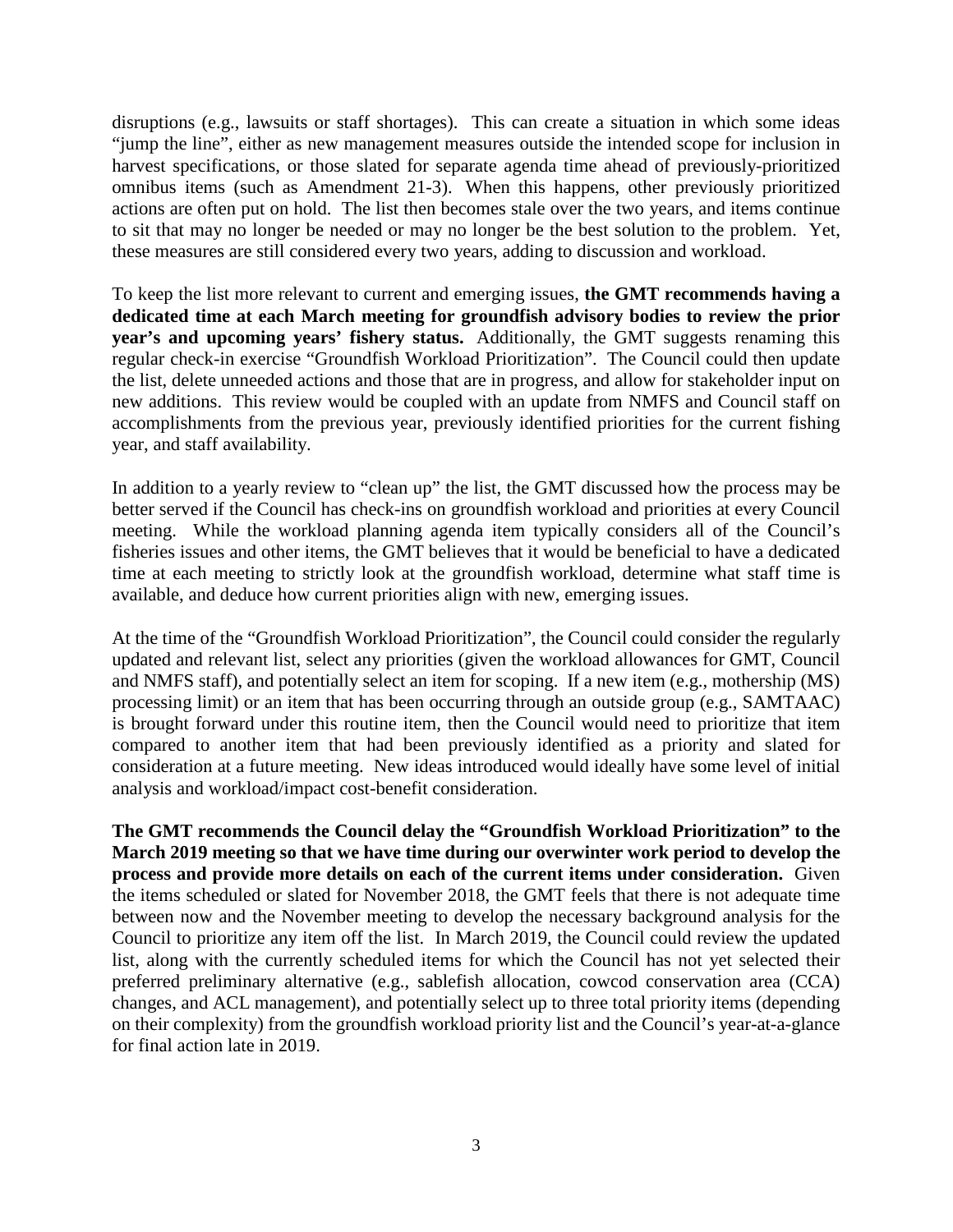disruptions (e.g., lawsuits or staff shortages). This can create a situation in which some ideas "jump the line", either as new management measures outside the intended scope for inclusion in harvest specifications, or those slated for separate agenda time ahead of previously-prioritized omnibus items (such as Amendment 21-3). When this happens, other previously prioritized actions are often put on hold. The list then becomes stale over the two years, and items continue to sit that may no longer be needed or may no longer be the best solution to the problem. Yet, these measures are still considered every two years, adding to discussion and workload.

To keep the list more relevant to current and emerging issues, **the GMT recommends having a dedicated time at each March meeting for groundfish advisory bodies to review the prior year's and upcoming years' fishery status.** Additionally, the GMT suggests renaming this regular check-in exercise "Groundfish Workload Prioritization". The Council could then update the list, delete unneeded actions and those that are in progress, and allow for stakeholder input on new additions. This review would be coupled with an update from NMFS and Council staff on accomplishments from the previous year, previously identified priorities for the current fishing year, and staff availability.

In addition to a yearly review to "clean up" the list, the GMT discussed how the process may be better served if the Council has check-ins on groundfish workload and priorities at every Council meeting. While the workload planning agenda item typically considers all of the Council's fisheries issues and other items, the GMT believes that it would be beneficial to have a dedicated time at each meeting to strictly look at the groundfish workload, determine what staff time is available, and deduce how current priorities align with new, emerging issues.

At the time of the "Groundfish Workload Prioritization", the Council could consider the regularly updated and relevant list, select any priorities (given the workload allowances for GMT, Council and NMFS staff), and potentially select an item for scoping. If a new item (e.g., mothership (MS) processing limit) or an item that has been occurring through an outside group (e.g., SAMTAAC) is brought forward under this routine item, then the Council would need to prioritize that item compared to another item that had been previously identified as a priority and slated for consideration at a future meeting. New ideas introduced would ideally have some level of initial analysis and workload/impact cost-benefit consideration.

**The GMT recommends the Council delay the "Groundfish Workload Prioritization" to the March 2019 meeting so that we have time during our overwinter work period to develop the process and provide more details on each of the current items under consideration.** Given the items scheduled or slated for November 2018, the GMT feels that there is not adequate time between now and the November meeting to develop the necessary background analysis for the Council to prioritize any item off the list. In March 2019, the Council could review the updated list, along with the currently scheduled items for which the Council has not yet selected their preferred preliminary alternative (e.g., sablefish allocation, cowcod conservation area (CCA) changes, and ACL management), and potentially select up to three total priority items (depending on their complexity) from the groundfish workload priority list and the Council's year-at-a-glance for final action late in 2019.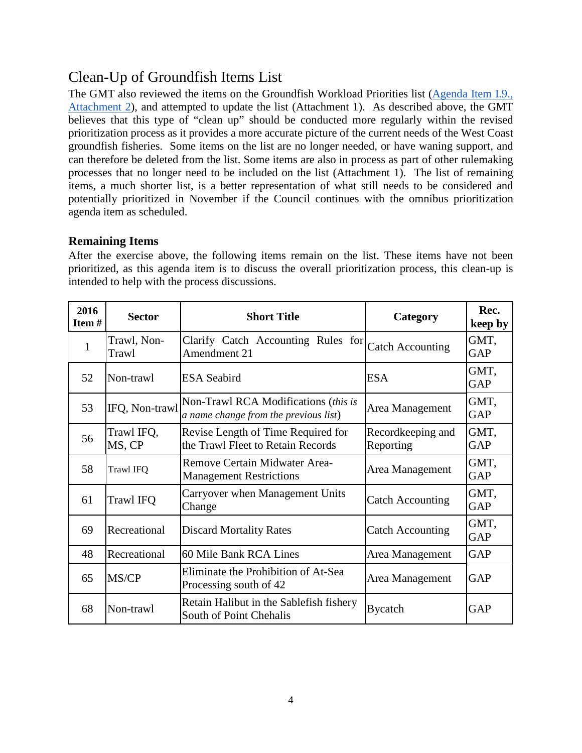## Clean-Up of Groundfish Items List

The GMT also reviewed the items on the Groundfish Workload Priorities list (Agenda Item I.9., Attachment 2), and attempted to update the list (Attachment 1). As described above, the GMT believes that this type of "clean up" should be conducted more regularly within the revised prioritization process as it provides a more accurate picture of the current needs of the West Coast groundfish fisheries. Some items on the list are no longer needed, or have waning support, and can therefore be deleted from the list. Some items are also in process as part of other rulemaking processes that no longer need to be included on the list (Attachment 1). The list of remaining items, a much shorter list, is a better representation of what still needs to be considered and potentially prioritized in November if the Council continues with the omnibus prioritization agenda item as scheduled.

### Remaining Items

After the exercise above, the following items remain on the list. These items have not been prioritized, as this agenda item is to discuss the overall prioritization process, this clean-up is intended to help with the process discussions.

| 2016 Item # | Sector | Short Title | Category | Rec. keep by |
|---|---|---|---|---|
| 1 | Trawl, Non-Trawl | Clarify Catch Accounting Rules for Amendment 21 | Catch Accounting | GMT, GAP |
| 52 | Non-trawl | ESA Seabird | ESA | GMT, GAP |
| 53 | IFQ, Non-trawl | Non-Trawl RCA Modifications (*this is a name change from the previous list*) | Area Management | GMT, GAP |
| 56 | Trawl IFQ, MS, CP | Revise Length of Time Required for the Trawl Fleet to Retain Records | Recordkeeping and Reporting | GMT, GAP |
| 58 | Trawl IFQ | Remove Certain Midwater Area-Management Restrictions | Area Management | GMT, GAP |
| 61 | Trawl IFQ | Carryover when Management Units Change | Catch Accounting | GMT, GAP |
| 69 | Recreational | Discard Mortality Rates | Catch Accounting | GMT, GAP |
| 48 | Recreational | 60 Mile Bank RCA Lines | Area Management | GAP |
| 65 | MS/CP | Eliminate the Prohibition of At-Sea Processing south of 42 | Area Management | GAP |
| 68 | Non-trawl | Retain Halibut in the Sablefish fishery South of Point Chehalis | Bycatch | GAP |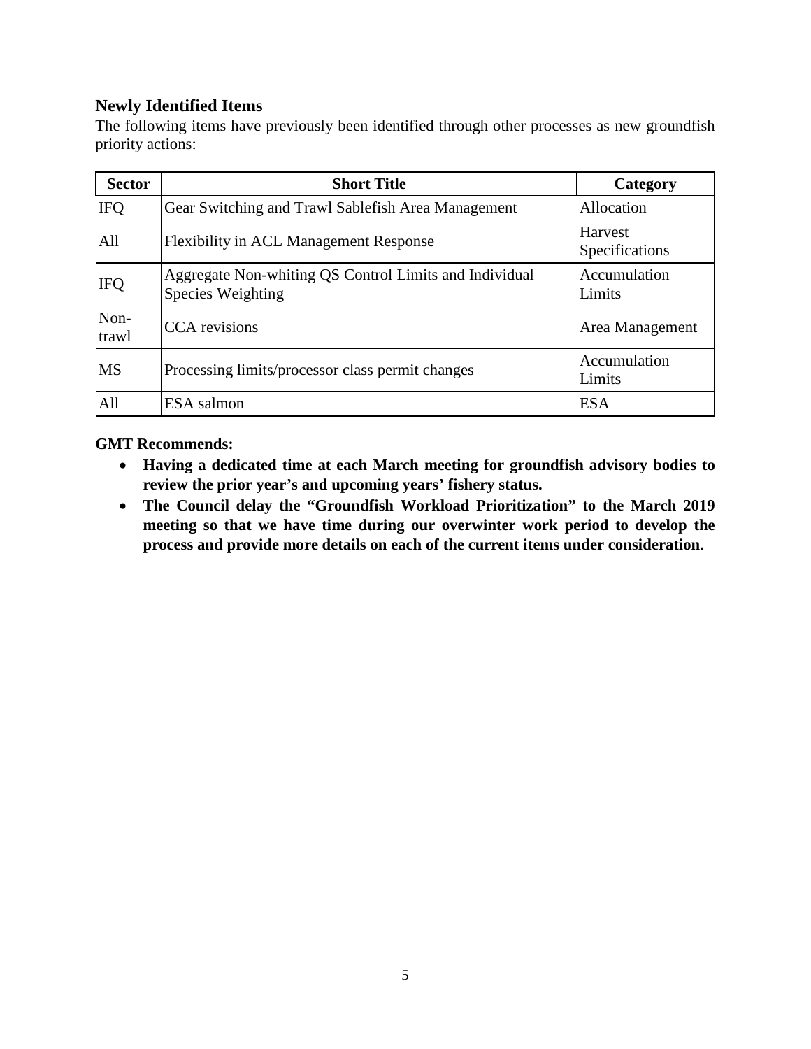## Newly Identified Items

The following items have previously been identified through other processes as new groundfish priority actions:

| Sector | Short Title | Category |
|---|---|---|
| IFQ | Gear Switching and Trawl Sablefish Area Management | Allocation |
| All | Flexibility in ACL Management Response | Harvest Specifications |
| IFQ | Aggregate Non-whiting QS Control Limits and Individual Species Weighting | Accumulation Limits |
| Non-trawl | CCA revisions | Area Management |
| MS | Processing limits/processor class permit changes | Accumulation Limits |
| All | ESA salmon | ESA |

**GMT Recommends:**

- **Having a dedicated time at each March meeting for groundfish advisory bodies to review the prior year's and upcoming years' fishery status.**
- **The Council delay the "Groundfish Workload Prioritization" to the March 2019 meeting so that we have time during our overwinter work period to develop the process and provide more details on each of the current items under consideration.**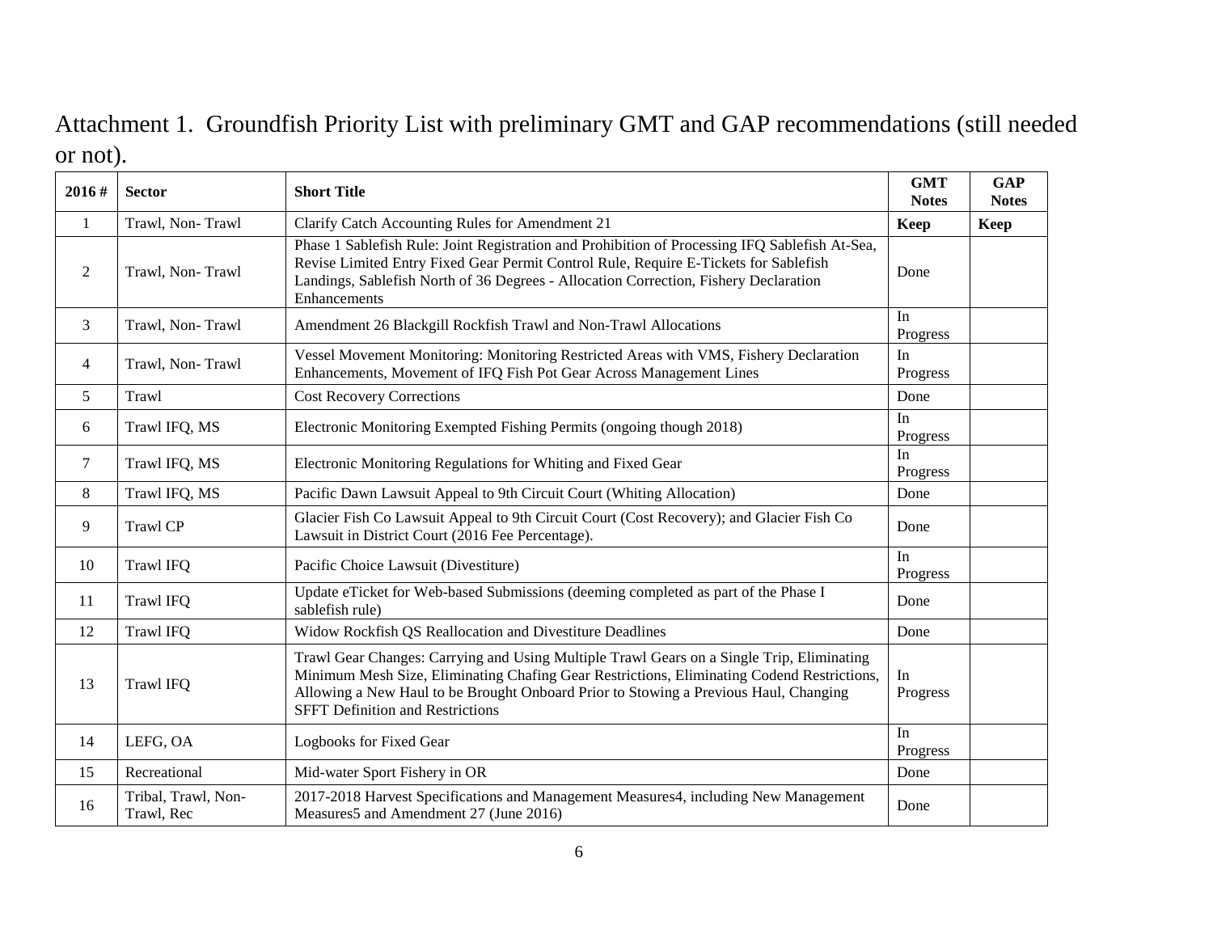Attachment 1. Groundfish Priority List with preliminary GMT and GAP recommendations (still needed or not).

| 2016 # | Sector | Short Title | GMT Notes | GAP Notes |
|---|---|---|---|---|
| 1 | Trawl, Non- Trawl | Clarify Catch Accounting Rules for Amendment 21 | **Keep** | **Keep** |
| 2 | Trawl, Non- Trawl | Phase 1 Sablefish Rule: Joint Registration and Prohibition of Processing IFQ Sablefish At-Sea, Revise Limited Entry Fixed Gear Permit Control Rule, Require E-Tickets for Sablefish Landings, Sablefish North of 36 Degrees - Allocation Correction, Fishery Declaration Enhancements | Done | |
| 3 | Trawl, Non- Trawl | Amendment 26 Blackgill Rockfish Trawl and Non-Trawl Allocations | In Progress | |
| 4 | Trawl, Non- Trawl | Vessel Movement Monitoring: Monitoring Restricted Areas with VMS, Fishery Declaration Enhancements, Movement of IFQ Fish Pot Gear Across Management Lines | In Progress | |
| 5 | Trawl | Cost Recovery Corrections | Done | |
| 6 | Trawl IFQ, MS | Electronic Monitoring Exempted Fishing Permits (ongoing though 2018) | In Progress | |
| 7 | Trawl IFQ, MS | Electronic Monitoring Regulations for Whiting and Fixed Gear | In Progress | |
| 8 | Trawl IFQ, MS | Pacific Dawn Lawsuit Appeal to 9th Circuit Court (Whiting Allocation) | Done | |
| 9 | Trawl CP | Glacier Fish Co Lawsuit Appeal to 9th Circuit Court (Cost Recovery); and Glacier Fish Co Lawsuit in District Court (2016 Fee Percentage). | Done | |
| 10 | Trawl IFQ | Pacific Choice Lawsuit (Divestiture) | In Progress | |
| 11 | Trawl IFQ | Update eTicket for Web-based Submissions (deeming completed as part of the Phase I sablefish rule) | Done | |
| 12 | Trawl IFQ | Widow Rockfish QS Reallocation and Divestiture Deadlines | Done | |
| 13 | Trawl IFQ | Trawl Gear Changes: Carrying and Using Multiple Trawl Gears on a Single Trip, Eliminating Minimum Mesh Size, Eliminating Chafing Gear Restrictions, Eliminating Codend Restrictions, Allowing a New Haul to be Brought Onboard Prior to Stowing a Previous Haul, Changing SFFT Definition and Restrictions | In Progress | |
| 14 | LEFG, OA | Logbooks for Fixed Gear | In Progress | |
| 15 | Recreational | Mid-water Sport Fishery in OR | Done | |
| 16 | Tribal, Trawl, Non-Trawl, Rec | 2017-2018 Harvest Specifications and Management Measures4, including New Management Measures5 and Amendment 27 (June 2016) | Done | |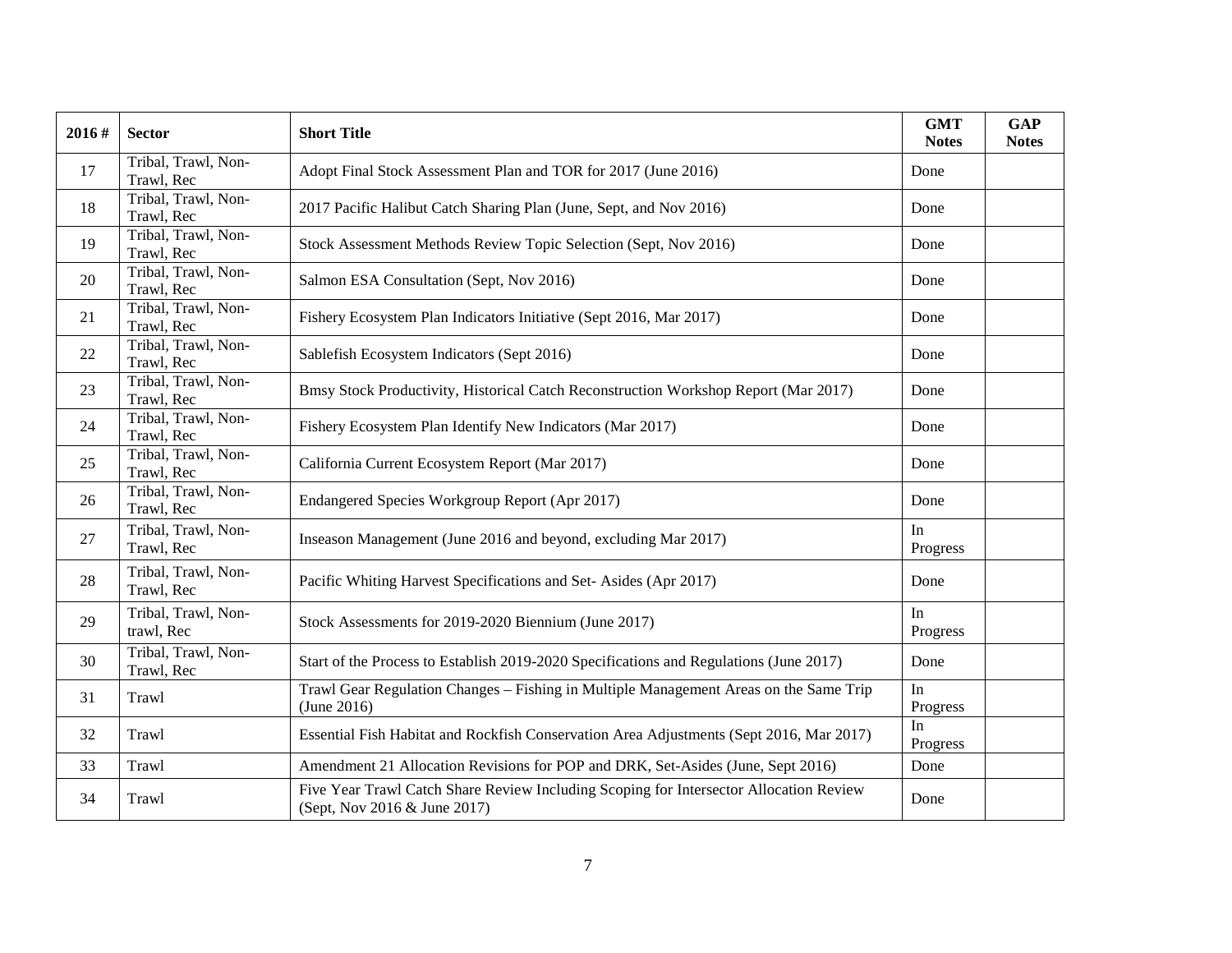| 2016 # | Sector | Short Title | GMT Notes | GAP Notes |
|---|---|---|---|---|
| 17 | Tribal, Trawl, Non-Trawl, Rec | Adopt Final Stock Assessment Plan and TOR for 2017 (June 2016) | Done | |
| 18 | Tribal, Trawl, Non-Trawl, Rec | 2017 Pacific Halibut Catch Sharing Plan (June, Sept, and Nov 2016) | Done | |
| 19 | Tribal, Trawl, Non-Trawl, Rec | Stock Assessment Methods Review Topic Selection (Sept, Nov 2016) | Done | |
| 20 | Tribal, Trawl, Non-Trawl, Rec | Salmon ESA Consultation (Sept, Nov 2016) | Done | |
| 21 | Tribal, Trawl, Non-Trawl, Rec | Fishery Ecosystem Plan Indicators Initiative (Sept 2016, Mar 2017) | Done | |
| 22 | Tribal, Trawl, Non-Trawl, Rec | Sablefish Ecosystem Indicators (Sept 2016) | Done | |
| 23 | Tribal, Trawl, Non-Trawl, Rec | Bmsy Stock Productivity, Historical Catch Reconstruction Workshop Report (Mar 2017) | Done | |
| 24 | Tribal, Trawl, Non-Trawl, Rec | Fishery Ecosystem Plan Identify New Indicators (Mar 2017) | Done | |
| 25 | Tribal, Trawl, Non-Trawl, Rec | California Current Ecosystem Report (Mar 2017) | Done | |
| 26 | Tribal, Trawl, Non-Trawl, Rec | Endangered Species Workgroup Report (Apr 2017) | Done | |
| 27 | Tribal, Trawl, Non-Trawl, Rec | Inseason Management (June 2016 and beyond, excluding Mar 2017) | In Progress | |
| 28 | Tribal, Trawl, Non-Trawl, Rec | Pacific Whiting Harvest Specifications and Set- Asides (Apr 2017) | Done | |
| 29 | Tribal, Trawl, Non-trawl, Rec | Stock Assessments for 2019-2020 Biennium (June 2017) | In Progress | |
| 30 | Tribal, Trawl, Non-Trawl, Rec | Start of the Process to Establish 2019-2020 Specifications and Regulations (June 2017) | Done | |
| 31 | Trawl | Trawl Gear Regulation Changes – Fishing in Multiple Management Areas on the Same Trip (June 2016) | In Progress | |
| 32 | Trawl | Essential Fish Habitat and Rockfish Conservation Area Adjustments (Sept 2016, Mar 2017) | In Progress | |
| 33 | Trawl | Amendment 21 Allocation Revisions for POP and DRK, Set-Asides (June, Sept 2016) | Done | |
| 34 | Trawl | Five Year Trawl Catch Share Review Including Scoping for Intersector Allocation Review (Sept, Nov 2016 & June 2017) | Done | |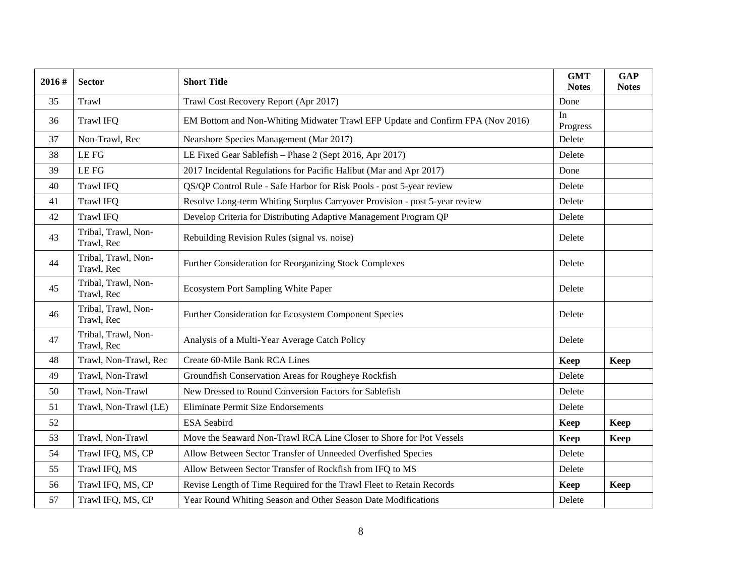| 2016 # | Sector | Short Title | GMT Notes | GAP Notes |
|---|---|---|---|---|
| 35 | Trawl | Trawl Cost Recovery Report (Apr 2017) | Done | |
| 36 | Trawl IFQ | EM Bottom and Non-Whiting Midwater Trawl EFP Update and Confirm FPA (Nov 2016) | In Progress | |
| 37 | Non-Trawl, Rec | Nearshore Species Management (Mar 2017) | Delete | |
| 38 | LE FG | LE Fixed Gear Sablefish – Phase 2 (Sept 2016, Apr 2017) | Delete | |
| 39 | LE FG | 2017 Incidental Regulations for Pacific Halibut (Mar and Apr 2017) | Done | |
| 40 | Trawl IFQ | QS/QP Control Rule - Safe Harbor for Risk Pools - post 5-year review | Delete | |
| 41 | Trawl IFQ | Resolve Long-term Whiting Surplus Carryover Provision - post 5-year review | Delete | |
| 42 | Trawl IFQ | Develop Criteria for Distributing Adaptive Management Program QP | Delete | |
| 43 | Tribal, Trawl, Non-Trawl, Rec | Rebuilding Revision Rules (signal vs. noise) | Delete | |
| 44 | Tribal, Trawl, Non-Trawl, Rec | Further Consideration for Reorganizing Stock Complexes | Delete | |
| 45 | Tribal, Trawl, Non-Trawl, Rec | Ecosystem Port Sampling White Paper | Delete | |
| 46 | Tribal, Trawl, Non-Trawl, Rec | Further Consideration for Ecosystem Component Species | Delete | |
| 47 | Tribal, Trawl, Non-Trawl, Rec | Analysis of a Multi-Year Average Catch Policy | Delete | |
| 48 | Trawl, Non-Trawl, Rec | Create 60-Mile Bank RCA Lines | **Keep** | **Keep** |
| 49 | Trawl, Non-Trawl | Groundfish Conservation Areas for Rougheye Rockfish | Delete | |
| 50 | Trawl, Non-Trawl | New Dressed to Round Conversion Factors for Sablefish | Delete | |
| 51 | Trawl, Non-Trawl (LE) | Eliminate Permit Size Endorsements | Delete | |
| 52 | | ESA Seabird | **Keep** | **Keep** |
| 53 | Trawl, Non-Trawl | Move the Seaward Non-Trawl RCA Line Closer to Shore for Pot Vessels | **Keep** | **Keep** |
| 54 | Trawl IFQ, MS, CP | Allow Between Sector Transfer of Unneeded Overfished Species | Delete | |
| 55 | Trawl IFQ, MS | Allow Between Sector Transfer of Rockfish from IFQ to MS | Delete | |
| 56 | Trawl IFQ, MS, CP | Revise Length of Time Required for the Trawl Fleet to Retain Records | **Keep** | **Keep** |
| 57 | Trawl IFQ, MS, CP | Year Round Whiting Season and Other Season Date Modifications | Delete | |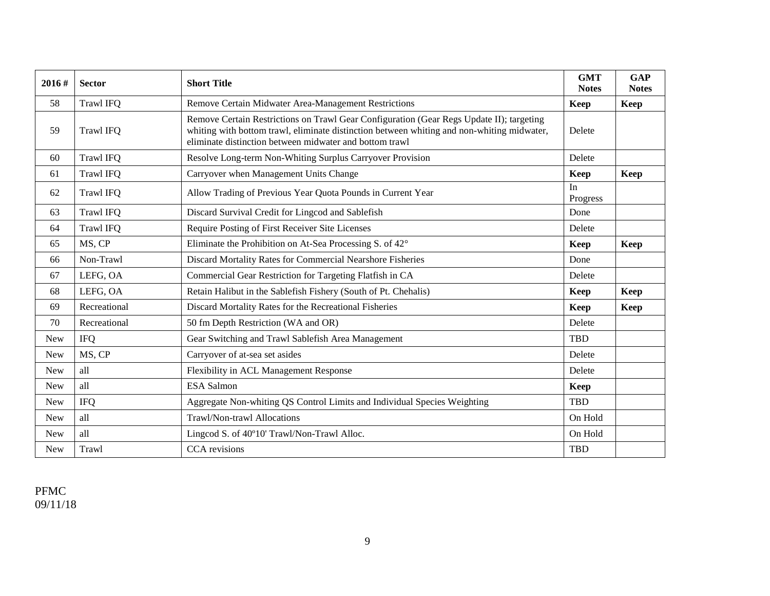| 2016 # | Sector | Short Title | GMT Notes | GAP Notes |
|---|---|---|---|---|
| 58 | Trawl IFQ | Remove Certain Midwater Area-Management Restrictions | **Keep** | **Keep** |
| 59 | Trawl IFQ | Remove Certain Restrictions on Trawl Gear Configuration (Gear Regs Update II); targeting whiting with bottom trawl, eliminate distinction between whiting and non-whiting midwater, eliminate distinction between midwater and bottom trawl | Delete | |
| 60 | Trawl IFQ | Resolve Long-term Non-Whiting Surplus Carryover Provision | Delete | |
| 61 | Trawl IFQ | Carryover when Management Units Change | **Keep** | **Keep** |
| 62 | Trawl IFQ | Allow Trading of Previous Year Quota Pounds in Current Year | In Progress | |
| 63 | Trawl IFQ | Discard Survival Credit for Lingcod and Sablefish | Done | |
| 64 | Trawl IFQ | Require Posting of First Receiver Site Licenses | Delete | |
| 65 | MS, CP | Eliminate the Prohibition on At-Sea Processing S. of 42° | **Keep** | **Keep** |
| 66 | Non-Trawl | Discard Mortality Rates for Commercial Nearshore Fisheries | Done | |
| 67 | LEFG, OA | Commercial Gear Restriction for Targeting Flatfish in CA | Delete | |
| 68 | LEFG, OA | Retain Halibut in the Sablefish Fishery (South of Pt. Chehalis) | **Keep** | **Keep** |
| 69 | Recreational | Discard Mortality Rates for the Recreational Fisheries | **Keep** | **Keep** |
| 70 | Recreational | 50 fm Depth Restriction (WA and OR) | Delete | |
| New | IFQ | Gear Switching and Trawl Sablefish Area Management | TBD | |
| New | MS, CP | Carryover of at-sea set asides | Delete | |
| New | all | Flexibility in ACL Management Response | Delete | |
| New | all | ESA Salmon | **Keep** | |
| New | IFQ | Aggregate Non-whiting QS Control Limits and Individual Species Weighting | TBD | |
| New | all | Trawl/Non-trawl Allocations | On Hold | |
| New | all | Lingcod S. of 40º10' Trawl/Non-Trawl Alloc. | On Hold | |
| New | Trawl | CCA revisions | TBD | |

PFMC
09/11/18